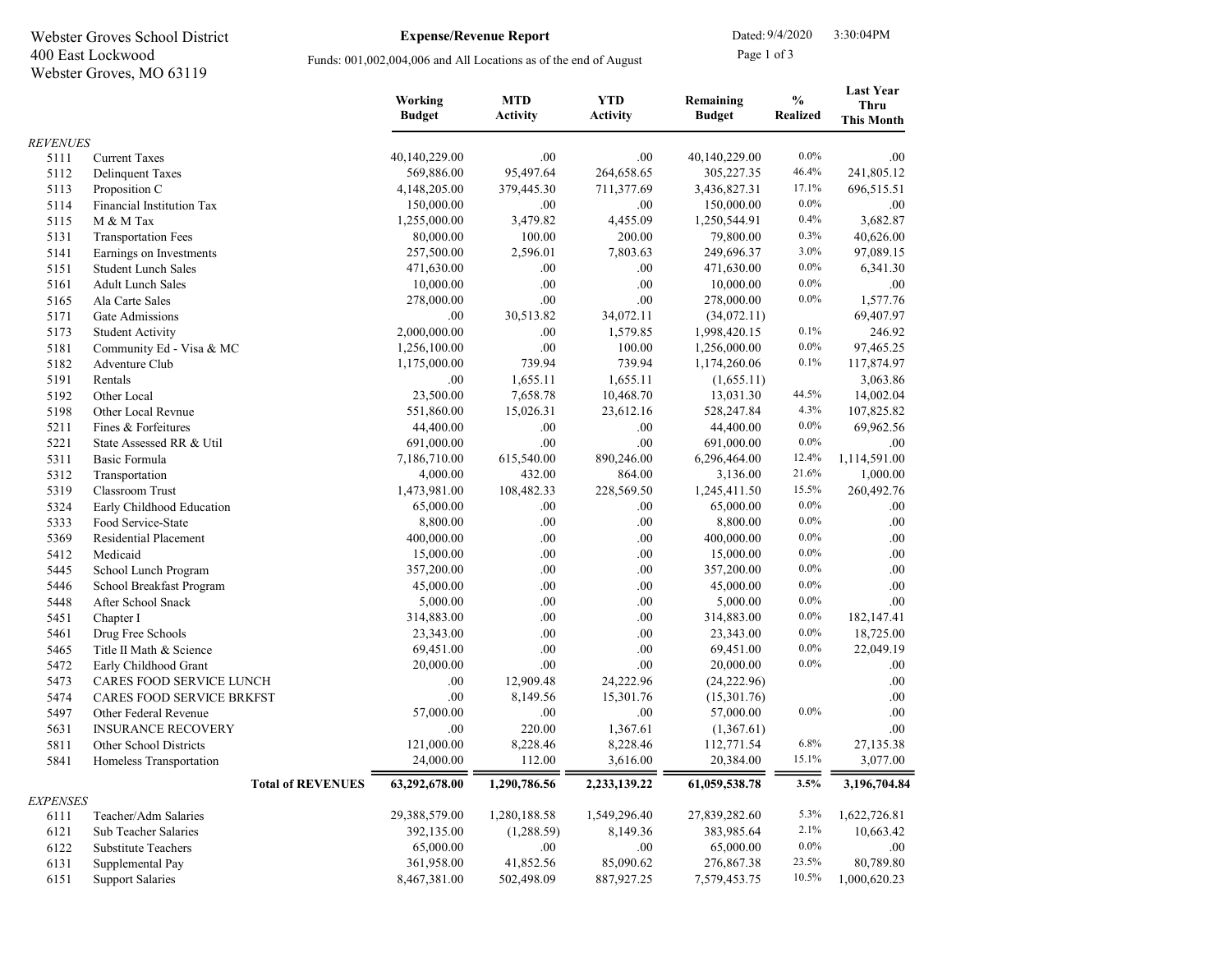Webster Groves School District
400 East Lockwood
Webster Groves, MO 63119

**Expense/Revenue Report**

Funds: 001,002,004,006 and All Locations as of the end of August

Dated: 9/4/2020 3:30:04PM

| | | Working Budget | MTD Activity | YTD Activity | Remaining Budget | % Realized | Last Year Thru This Month |
|---|---|---|---|---|---|---|---|
| *REVENUES* | | | | | | | |
| 5111 | Current Taxes | 40,140,229.00 | .00 | .00 | 40,140,229.00 | 0.0% | .00 |
| 5112 | Delinquent Taxes | 569,886.00 | 95,497.64 | 264,658.65 | 305,227.35 | 46.4% | 241,805.12 |
| 5113 | Proposition C | 4,148,205.00 | 379,445.30 | 711,377.69 | 3,436,827.31 | 17.1% | 696,515.51 |
| 5114 | Financial Institution Tax | 150,000.00 | .00 | .00 | 150,000.00 | 0.0% | .00 |
| 5115 | M & M Tax | 1,255,000.00 | 3,479.82 | 4,455.09 | 1,250,544.91 | 0.4% | 3,682.87 |
| 5131 | Transportation Fees | 80,000.00 | 100.00 | 200.00 | 79,800.00 | 0.3% | 40,626.00 |
| 5141 | Earnings on Investments | 257,500.00 | 2,596.01 | 7,803.63 | 249,696.37 | 3.0% | 97,089.15 |
| 5151 | Student Lunch Sales | 471,630.00 | .00 | .00 | 471,630.00 | 0.0% | 6,341.30 |
| 5161 | Adult Lunch Sales | 10,000.00 | .00 | .00 | 10,000.00 | 0.0% | .00 |
| 5165 | Ala Carte Sales | 278,000.00 | .00 | .00 | 278,000.00 | 0.0% | 1,577.76 |
| 5171 | Gate Admissions | .00 | 30,513.82 | 34,072.11 | (34,072.11) | | 69,407.97 |
| 5173 | Student Activity | 2,000,000.00 | .00 | 1,579.85 | 1,998,420.15 | 0.1% | 246.92 |
| 5181 | Community Ed - Visa & MC | 1,256,100.00 | .00 | 100.00 | 1,256,000.00 | 0.0% | 97,465.25 |
| 5182 | Adventure Club | 1,175,000.00 | 739.94 | 739.94 | 1,174,260.06 | 0.1% | 117,874.97 |
| 5191 | Rentals | .00 | 1,655.11 | 1,655.11 | (1,655.11) | | 3,063.86 |
| 5192 | Other Local | 23,500.00 | 7,658.78 | 10,468.70 | 13,031.30 | 44.5% | 14,002.04 |
| 5198 | Other Local Revnue | 551,860.00 | 15,026.31 | 23,612.16 | 528,247.84 | 4.3% | 107,825.82 |
| 5211 | Fines & Forfeitures | 44,400.00 | .00 | .00 | 44,400.00 | 0.0% | 69,962.56 |
| 5221 | State Assessed RR & Util | 691,000.00 | .00 | .00 | 691,000.00 | 0.0% | .00 |
| 5311 | Basic Formula | 7,186,710.00 | 615,540.00 | 890,246.00 | 6,296,464.00 | 12.4% | 1,114,591.00 |
| 5312 | Transportation | 4,000.00 | 432.00 | 864.00 | 3,136.00 | 21.6% | 1,000.00 |
| 5319 | Classroom Trust | 1,473,981.00 | 108,482.33 | 228,569.50 | 1,245,411.50 | 15.5% | 260,492.76 |
| 5324 | Early Childhood Education | 65,000.00 | .00 | .00 | 65,000.00 | 0.0% | .00 |
| 5333 | Food Service-State | 8,800.00 | .00 | .00 | 8,800.00 | 0.0% | .00 |
| 5369 | Residential Placement | 400,000.00 | .00 | .00 | 400,000.00 | 0.0% | .00 |
| 5412 | Medicaid | 15,000.00 | .00 | .00 | 15,000.00 | 0.0% | .00 |
| 5445 | School Lunch Program | 357,200.00 | .00 | .00 | 357,200.00 | 0.0% | .00 |
| 5446 | School Breakfast Program | 45,000.00 | .00 | .00 | 45,000.00 | 0.0% | .00 |
| 5448 | After School Snack | 5,000.00 | .00 | .00 | 5,000.00 | 0.0% | .00 |
| 5451 | Chapter I | 314,883.00 | .00 | .00 | 314,883.00 | 0.0% | 182,147.41 |
| 5461 | Drug Free Schools | 23,343.00 | .00 | .00 | 23,343.00 | 0.0% | 18,725.00 |
| 5465 | Title II Math & Science | 69,451.00 | .00 | .00 | 69,451.00 | 0.0% | 22,049.19 |
| 5472 | Early Childhood Grant | 20,000.00 | .00 | .00 | 20,000.00 | 0.0% | .00 |
| 5473 | CARES FOOD SERVICE LUNCH | .00 | 12,909.48 | 24,222.96 | (24,222.96) | | .00 |
| 5474 | CARES FOOD SERVICE BRKFST | .00 | 8,149.56 | 15,301.76 | (15,301.76) | | .00 |
| 5497 | Other Federal Revenue | 57,000.00 | .00 | .00 | 57,000.00 | 0.0% | .00 |
| 5631 | INSURANCE RECOVERY | .00 | 220.00 | 1,367.61 | (1,367.61) | | .00 |
| 5811 | Other School Districts | 121,000.00 | 8,228.46 | 8,228.46 | 112,771.54 | 6.8% | 27,135.38 |
| 5841 | Homeless Transportation | 24,000.00 | 112.00 | 3,616.00 | 20,384.00 | 15.1% | 3,077.00 |
| | **Total of REVENUES** | **63,292,678.00** | **1,290,786.56** | **2,233,139.22** | **61,059,538.78** | **3.5%** | **3,196,704.84** |
| *EXPENSES* | | | | | | | |
| 6111 | Teacher/Adm Salaries | 29,388,579.00 | 1,280,188.58 | 1,549,296.40 | 27,839,282.60 | 5.3% | 1,622,726.81 |
| 6121 | Sub Teacher Salaries | 392,135.00 | (1,288.59) | 8,149.36 | 383,985.64 | 2.1% | 10,663.42 |
| 6122 | Substitute Teachers | 65,000.00 | .00 | .00 | 65,000.00 | 0.0% | .00 |
| 6131 | Supplemental Pay | 361,958.00 | 41,852.56 | 85,090.62 | 276,867.38 | 23.5% | 80,789.80 |
| 6151 | Support Salaries | 8,467,381.00 | 502,498.09 | 887,927.25 | 7,579,453.75 | 10.5% | 1,000,620.23 |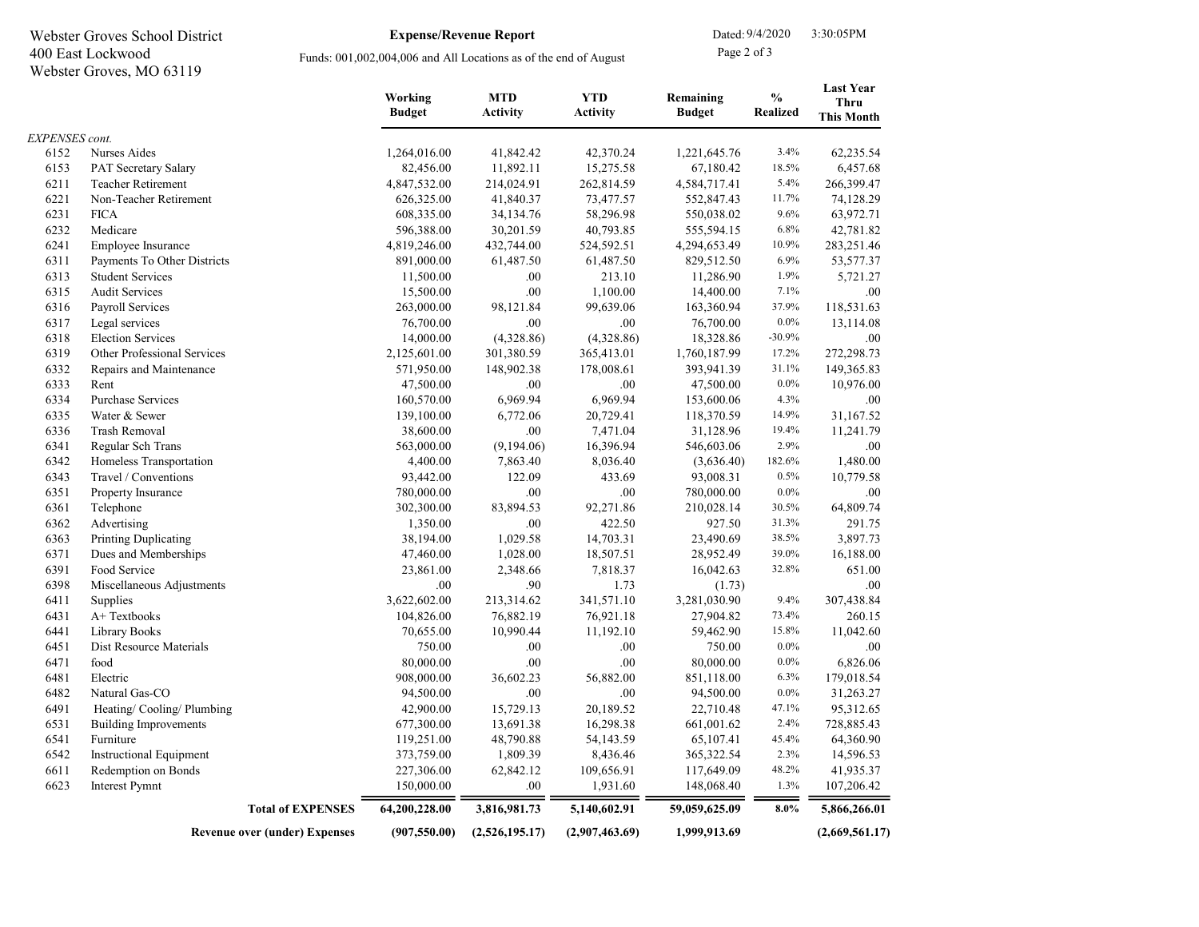Webster Groves School District
400 East Lockwood
Webster Groves, MO 63119

**Expense/Revenue Report**

Funds: 001,002,004,006 and All Locations as of the end of August

Dated: 9/4/2020 3:30:05PM

| | | Working Budget | MTD Activity | YTD Activity | Remaining Budget | % Realized | Last Year Thru This Month |
|---|---|---|---|---|---|---|---|
| *EXPENSES cont.* | | | | | | | |
| 6152 | Nurses Aides | 1,264,016.00 | 41,842.42 | 42,370.24 | 1,221,645.76 | 3.4% | 62,235.54 |
| 6153 | PAT Secretary Salary | 82,456.00 | 11,892.11 | 15,275.58 | 67,180.42 | 18.5% | 6,457.68 |
| 6211 | Teacher Retirement | 4,847,532.00 | 214,024.91 | 262,814.59 | 4,584,717.41 | 5.4% | 266,399.47 |
| 6221 | Non-Teacher Retirement | 626,325.00 | 41,840.37 | 73,477.57 | 552,847.43 | 11.7% | 74,128.29 |
| 6231 | FICA | 608,335.00 | 34,134.76 | 58,296.98 | 550,038.02 | 9.6% | 63,972.71 |
| 6232 | Medicare | 596,388.00 | 30,201.59 | 40,793.85 | 555,594.15 | 6.8% | 42,781.82 |
| 6241 | Employee Insurance | 4,819,246.00 | 432,744.00 | 524,592.51 | 4,294,653.49 | 10.9% | 283,251.46 |
| 6311 | Payments To Other Districts | 891,000.00 | 61,487.50 | 61,487.50 | 829,512.50 | 6.9% | 53,577.37 |
| 6313 | Student Services | 11,500.00 | .00 | 213.10 | 11,286.90 | 1.9% | 5,721.27 |
| 6315 | Audit Services | 15,500.00 | .00 | 1,100.00 | 14,400.00 | 7.1% | .00 |
| 6316 | Payroll Services | 263,000.00 | 98,121.84 | 99,639.06 | 163,360.94 | 37.9% | 118,531.63 |
| 6317 | Legal services | 76,700.00 | .00 | .00 | 76,700.00 | 0.0% | 13,114.08 |
| 6318 | Election Services | 14,000.00 | (4,328.86) | (4,328.86) | 18,328.86 | -30.9% | .00 |
| 6319 | Other Professional Services | 2,125,601.00 | 301,380.59 | 365,413.01 | 1,760,187.99 | 17.2% | 272,298.73 |
| 6332 | Repairs and Maintenance | 571,950.00 | 148,902.38 | 178,008.61 | 393,941.39 | 31.1% | 149,365.83 |
| 6333 | Rent | 47,500.00 | .00 | .00 | 47,500.00 | 0.0% | 10,976.00 |
| 6334 | Purchase Services | 160,570.00 | 6,969.94 | 6,969.94 | 153,600.06 | 4.3% | .00 |
| 6335 | Water & Sewer | 139,100.00 | 6,772.06 | 20,729.41 | 118,370.59 | 14.9% | 31,167.52 |
| 6336 | Trash Removal | 38,600.00 | .00 | 7,471.04 | 31,128.96 | 19.4% | 11,241.79 |
| 6341 | Regular Sch Trans | 563,000.00 | (9,194.06) | 16,396.94 | 546,603.06 | 2.9% | .00 |
| 6342 | Homeless Transportation | 4,400.00 | 7,863.40 | 8,036.40 | (3,636.40) | 182.6% | 1,480.00 |
| 6343 | Travel / Conventions | 93,442.00 | 122.09 | 433.69 | 93,008.31 | 0.5% | 10,779.58 |
| 6351 | Property Insurance | 780,000.00 | .00 | .00 | 780,000.00 | 0.0% | .00 |
| 6361 | Telephone | 302,300.00 | 83,894.53 | 92,271.86 | 210,028.14 | 30.5% | 64,809.74 |
| 6362 | Advertising | 1,350.00 | .00 | 422.50 | 927.50 | 31.3% | 291.75 |
| 6363 | Printing Duplicating | 38,194.00 | 1,029.58 | 14,703.31 | 23,490.69 | 38.5% | 3,897.73 |
| 6371 | Dues and Memberships | 47,460.00 | 1,028.00 | 18,507.51 | 28,952.49 | 39.0% | 16,188.00 |
| 6391 | Food Service | 23,861.00 | 2,348.66 | 7,818.37 | 16,042.63 | 32.8% | 651.00 |
| 6398 | Miscellaneous Adjustments | .00 | .90 | 1.73 | (1.73) | | .00 |
| 6411 | Supplies | 3,622,602.00 | 213,314.62 | 341,571.10 | 3,281,030.90 | 9.4% | 307,438.84 |
| 6431 | A+ Textbooks | 104,826.00 | 76,882.19 | 76,921.18 | 27,904.82 | 73.4% | 260.15 |
| 6441 | Library Books | 70,655.00 | 10,990.44 | 11,192.10 | 59,462.90 | 15.8% | 11,042.60 |
| 6451 | Dist Resource Materials | 750.00 | .00 | .00 | 750.00 | 0.0% | .00 |
| 6471 | food | 80,000.00 | .00 | .00 | 80,000.00 | 0.0% | 6,826.06 |
| 6481 | Electric | 908,000.00 | 36,602.23 | 56,882.00 | 851,118.00 | 6.3% | 179,018.54 |
| 6482 | Natural Gas-CO | 94,500.00 | .00 | .00 | 94,500.00 | 0.0% | 31,263.27 |
| 6491 | Heating/ Cooling/ Plumbing | 42,900.00 | 15,729.13 | 20,189.52 | 22,710.48 | 47.1% | 95,312.65 |
| 6531 | Building Improvements | 677,300.00 | 13,691.38 | 16,298.38 | 661,001.62 | 2.4% | 728,885.43 |
| 6541 | Furniture | 119,251.00 | 48,790.88 | 54,143.59 | 65,107.41 | 45.4% | 64,360.90 |
| 6542 | Instructional Equipment | 373,759.00 | 1,809.39 | 8,436.46 | 365,322.54 | 2.3% | 14,596.53 |
| 6611 | Redemption on Bonds | 227,306.00 | 62,842.12 | 109,656.91 | 117,649.09 | 48.2% | 41,935.37 |
| 6623 | Interest Pymnt | 150,000.00 | .00 | 1,931.60 | 148,068.40 | 1.3% | 107,206.42 |
| | **Total of EXPENSES** | **64,200,228.00** | **3,816,981.73** | **5,140,602.91** | **59,059,625.09** | **8.0%** | **5,866,266.01** |
| | **Revenue over (under) Expenses** | **(907,550.00)** | **(2,526,195.17)** | **(2,907,463.69)** | **1,999,913.69** | | **(2,669,561.17)** |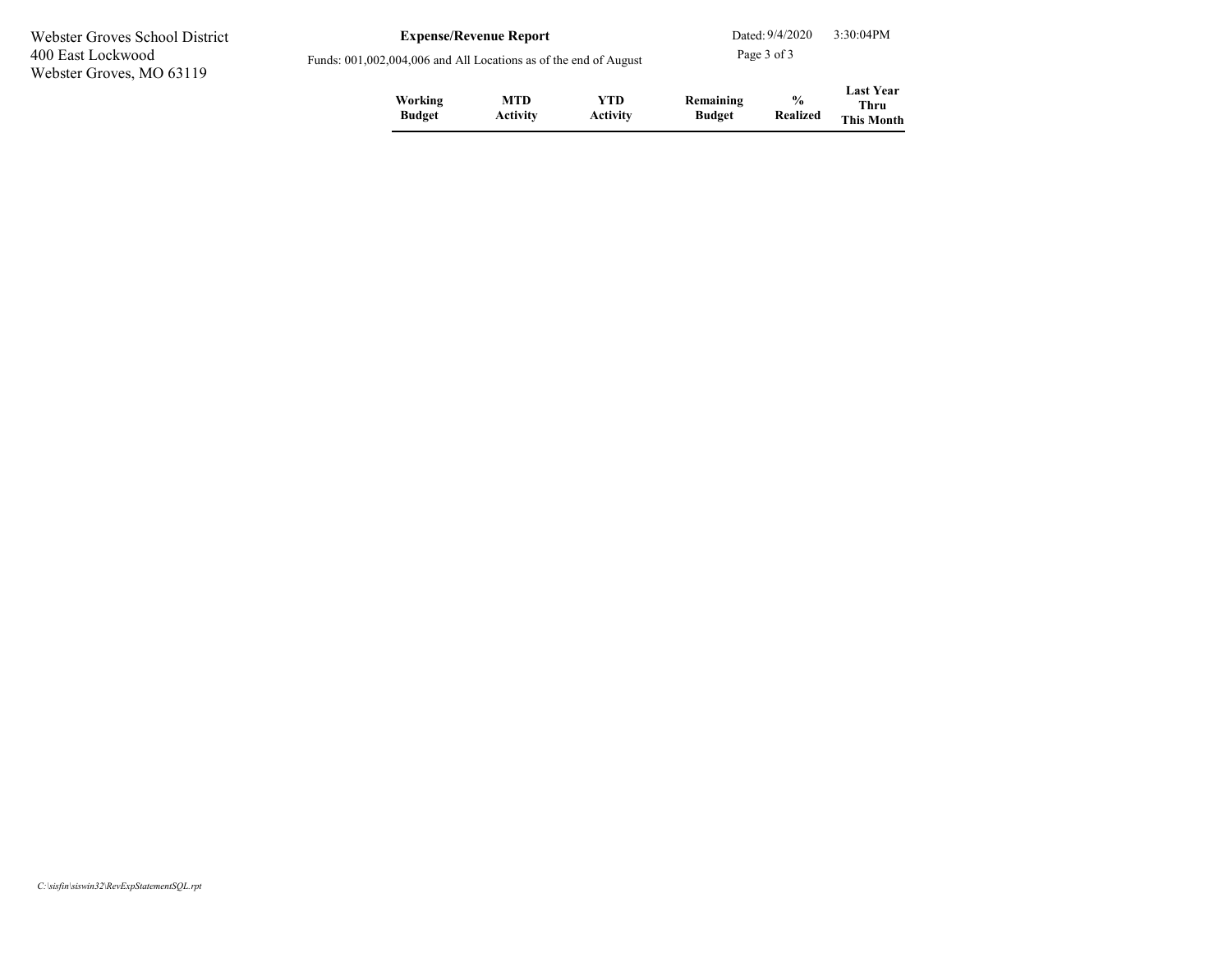Webster Groves School District
400 East Lockwood
Webster Groves, MO 63119

**Expense/Revenue Report**

Funds: 001,002,004,006 and All Locations as of the end of August

Dated: 9/4/2020 3:30:04PM

| Working Budget | MTD Activity | YTD Activity | Remaining Budget | % Realized | Last Year Thru This Month |
|---|---|---|---|---|---|

*C:\sisfin\siswin32\RevExpStatementSQL.rpt*